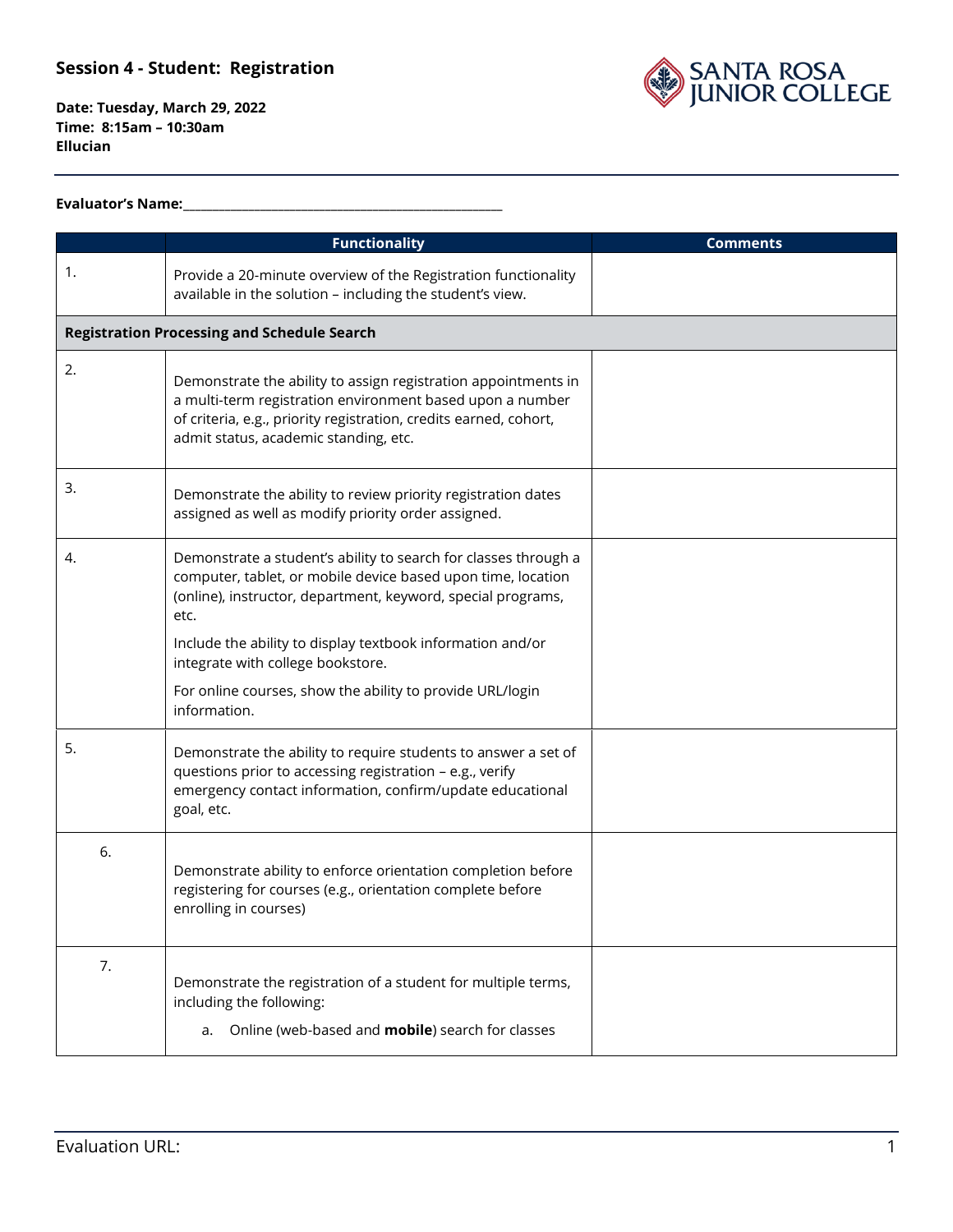## Session 4 - Student: Registration

**Date: Tuesday, March 29, 2022**
**Time: 8:15am – 10:30am**
**Ellucian**

SANTA ROSA JUNIOR COLLEGE

**Evaluator's Name:**\_\_\_\_\_\_\_\_\_\_\_\_\_\_\_\_\_\_\_\_\_\_\_\_\_\_\_\_\_\_\_\_\_\_\_\_\_\_\_\_\_\_\_\_

| | Functionality | Comments |
|---|---|---|
| 1. | Provide a 20-minute overview of the Registration functionality available in the solution – including the student's view. | |
| **Registration Processing and Schedule Search** | | |
| 2. | Demonstrate the ability to assign registration appointments in a multi-term registration environment based upon a number of criteria, e.g., priority registration, credits earned, cohort, admit status, academic standing, etc. | |
| 3. | Demonstrate the ability to review priority registration dates assigned as well as modify priority order assigned. | |
| 4. | Demonstrate a student's ability to search for classes through a computer, tablet, or mobile device based upon time, location (online), instructor, department, keyword, special programs, etc.<br><br>Include the ability to display textbook information and/or integrate with college bookstore.<br><br>For online courses, show the ability to provide URL/login information. | |
| 5. | Demonstrate the ability to require students to answer a set of questions prior to accessing registration – e.g., verify emergency contact information, confirm/update educational goal, etc. | |
| 6. | Demonstrate ability to enforce orientation completion before registering for courses (e.g., orientation complete before enrolling in courses) | |
| 7. | Demonstrate the registration of a student for multiple terms, including the following:<br><br>a. Online (web-based and **mobile**) search for classes | |

Evaluation URL: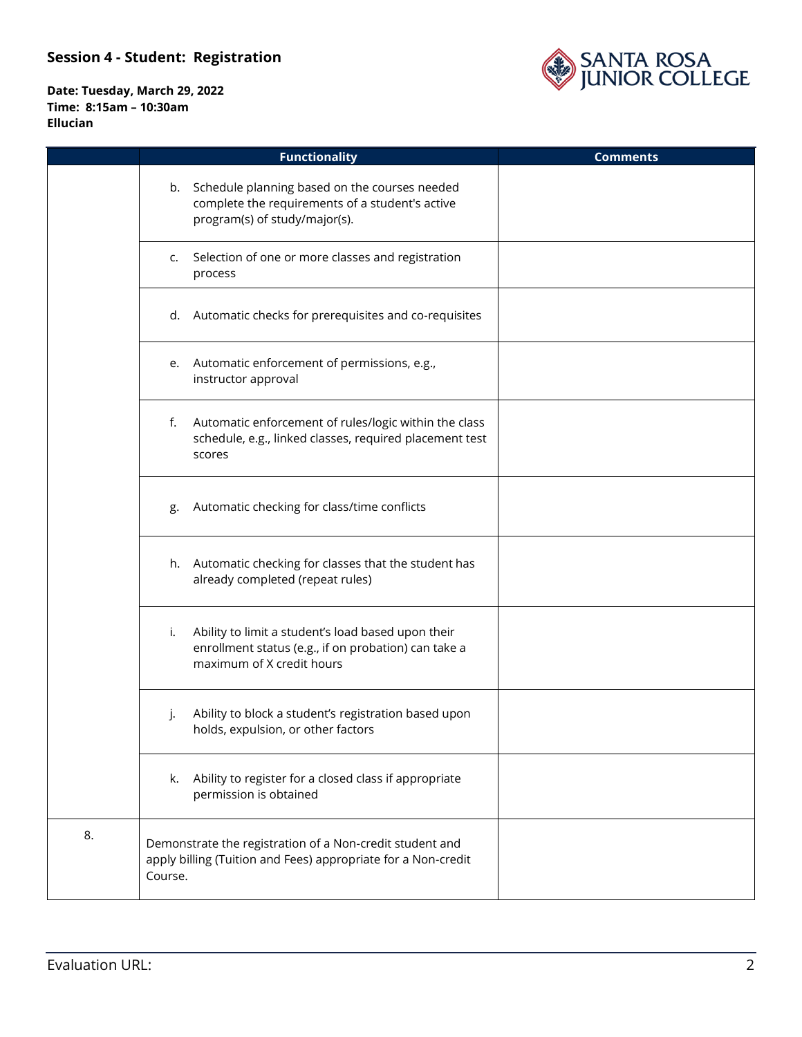**Session 4 - Student: Registration**

**Date: Tuesday, March 29, 2022**
**Time: 8:15am – 10:30am**
**Ellucian**

| | Functionality | Comments |
|---|---|---|
| | b. Schedule planning based on the courses needed complete the requirements of a student's active program(s) of study/major(s). | |
| | c. Selection of one or more classes and registration process | |
| | d. Automatic checks for prerequisites and co-requisites | |
| | e. Automatic enforcement of permissions, e.g., instructor approval | |
| | f. Automatic enforcement of rules/logic within the class schedule, e.g., linked classes, required placement test scores | |
| | g. Automatic checking for class/time conflicts | |
| | h. Automatic checking for classes that the student has already completed (repeat rules) | |
| | i. Ability to limit a student's load based upon their enrollment status (e.g., if on probation) can take a maximum of X credit hours | |
| | j. Ability to block a student's registration based upon holds, expulsion, or other factors | |
| | k. Ability to register for a closed class if appropriate permission is obtained | |
| 8. | Demonstrate the registration of a Non-credit student and apply billing (Tuition and Fees) appropriate for a Non-credit Course. | |

Evaluation URL: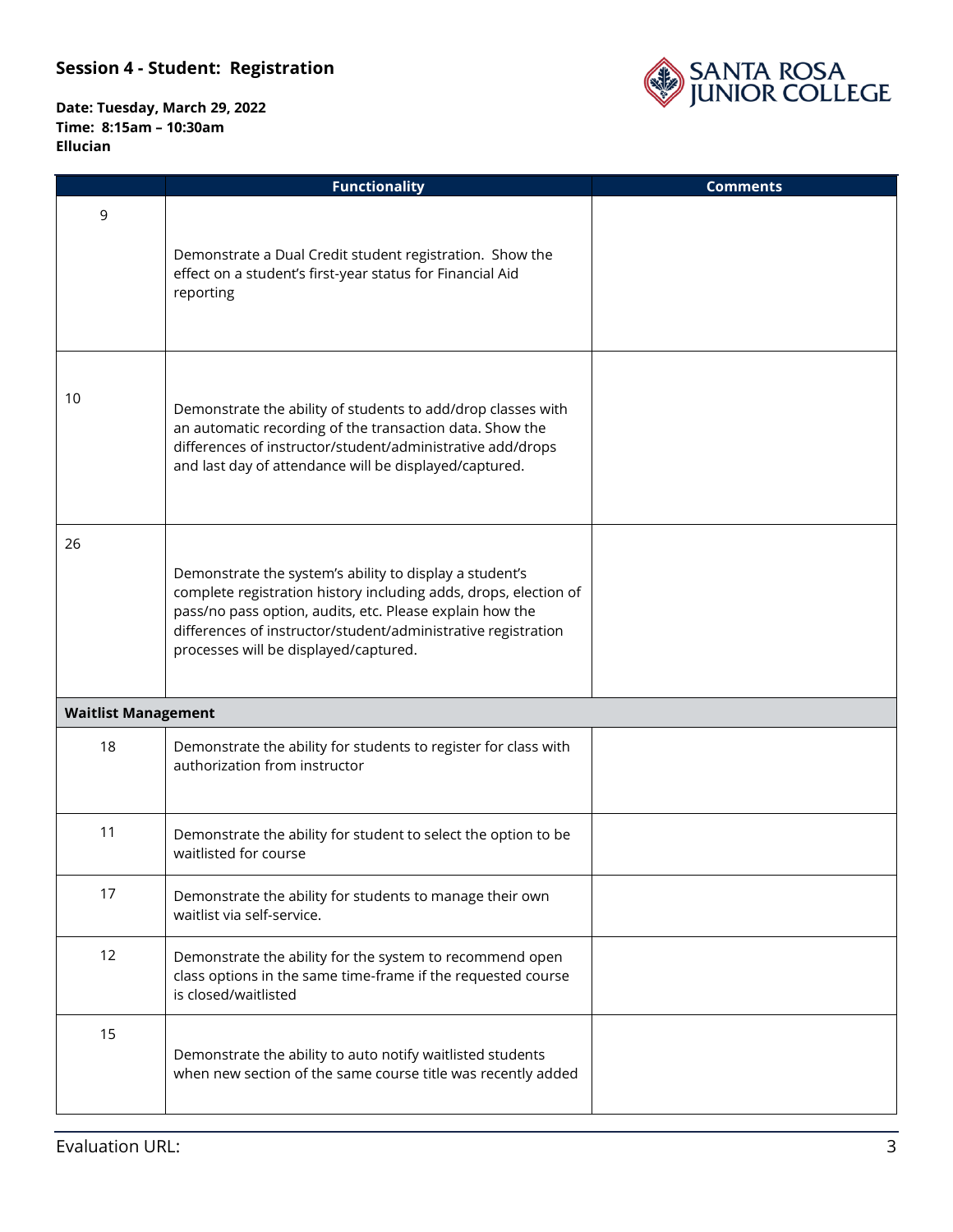## Session 4 - Student: Registration

**Date: Tuesday, March 29, 2022**
**Time: 8:15am – 10:30am**
**Ellucian**

| | Functionality | Comments |
|---|---|---|
| 9 | Demonstrate a Dual Credit student registration. Show the effect on a student's first-year status for Financial Aid reporting | |
| 10 | Demonstrate the ability of students to add/drop classes with an automatic recording of the transaction data. Show the differences of instructor/student/administrative add/drops and last day of attendance will be displayed/captured. | |
| 26 | Demonstrate the system's ability to display a student's complete registration history including adds, drops, election of pass/no pass option, audits, etc. Please explain how the differences of instructor/student/administrative registration processes will be displayed/captured. | |
| **Waitlist Management** | | |
| 18 | Demonstrate the ability for students to register for class with authorization from instructor | |
| 11 | Demonstrate the ability for student to select the option to be waitlisted for course | |
| 17 | Demonstrate the ability for students to manage their own waitlist via self-service. | |
| 12 | Demonstrate the ability for the system to recommend open class options in the same time-frame if the requested course is closed/waitlisted | |
| 15 | Demonstrate the ability to auto notify waitlisted students when new section of the same course title was recently added | |

Evaluation URL: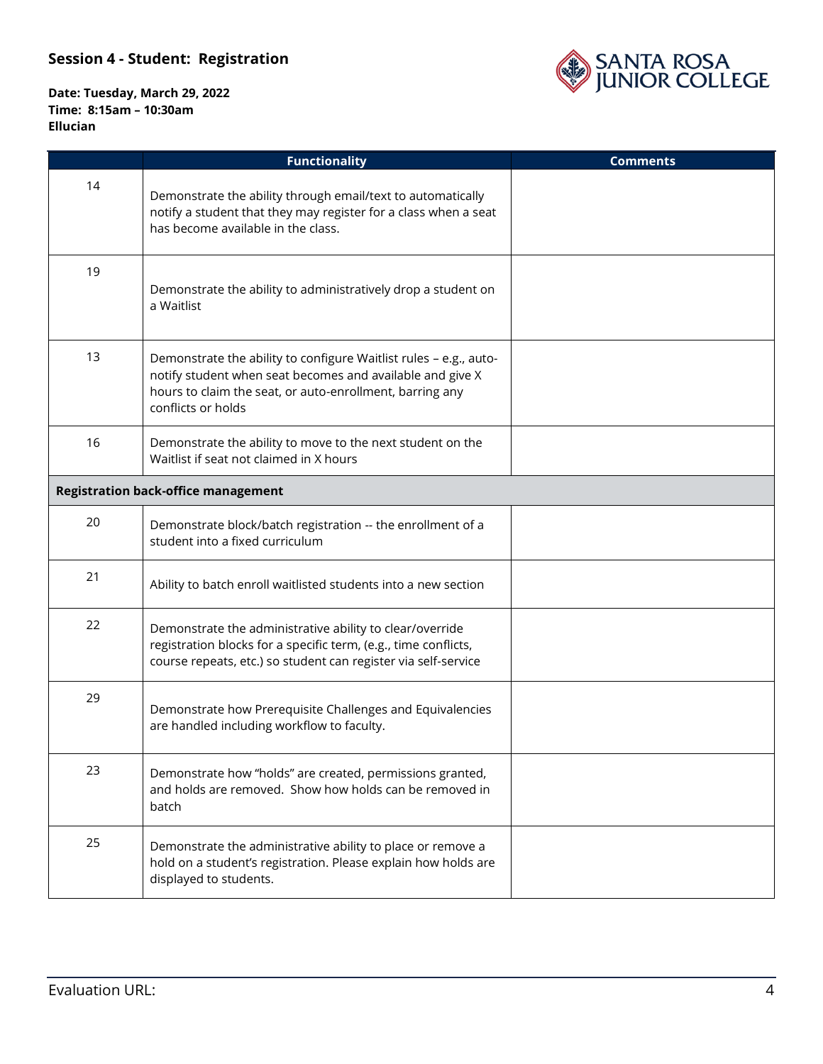**Session 4 - Student: Registration**

**Date: Tuesday, March 29, 2022**
**Time: 8:15am – 10:30am**
**Ellucian**

| | Functionality | Comments |
|---|---|---|
| 14 | Demonstrate the ability through email/text to automatically notify a student that they may register for a class when a seat has become available in the class. | |
| 19 | Demonstrate the ability to administratively drop a student on a Waitlist | |
| 13 | Demonstrate the ability to configure Waitlist rules – e.g., auto-notify student when seat becomes and available and give X hours to claim the seat, or auto-enrollment, barring any conflicts or holds | |
| 16 | Demonstrate the ability to move to the next student on the Waitlist if seat not claimed in X hours | |
| **Registration back-office management** | | |
| 20 | Demonstrate block/batch registration -- the enrollment of a student into a fixed curriculum | |
| 21 | Ability to batch enroll waitlisted students into a new section | |
| 22 | Demonstrate the administrative ability to clear/override registration blocks for a specific term, (e.g., time conflicts, course repeats, etc.) so student can register via self-service | |
| 29 | Demonstrate how Prerequisite Challenges and Equivalencies are handled including workflow to faculty. | |
| 23 | Demonstrate how "holds" are created, permissions granted, and holds are removed. Show how holds can be removed in batch | |
| 25 | Demonstrate the administrative ability to place or remove a hold on a student's registration. Please explain how holds are displayed to students. | |

Evaluation URL: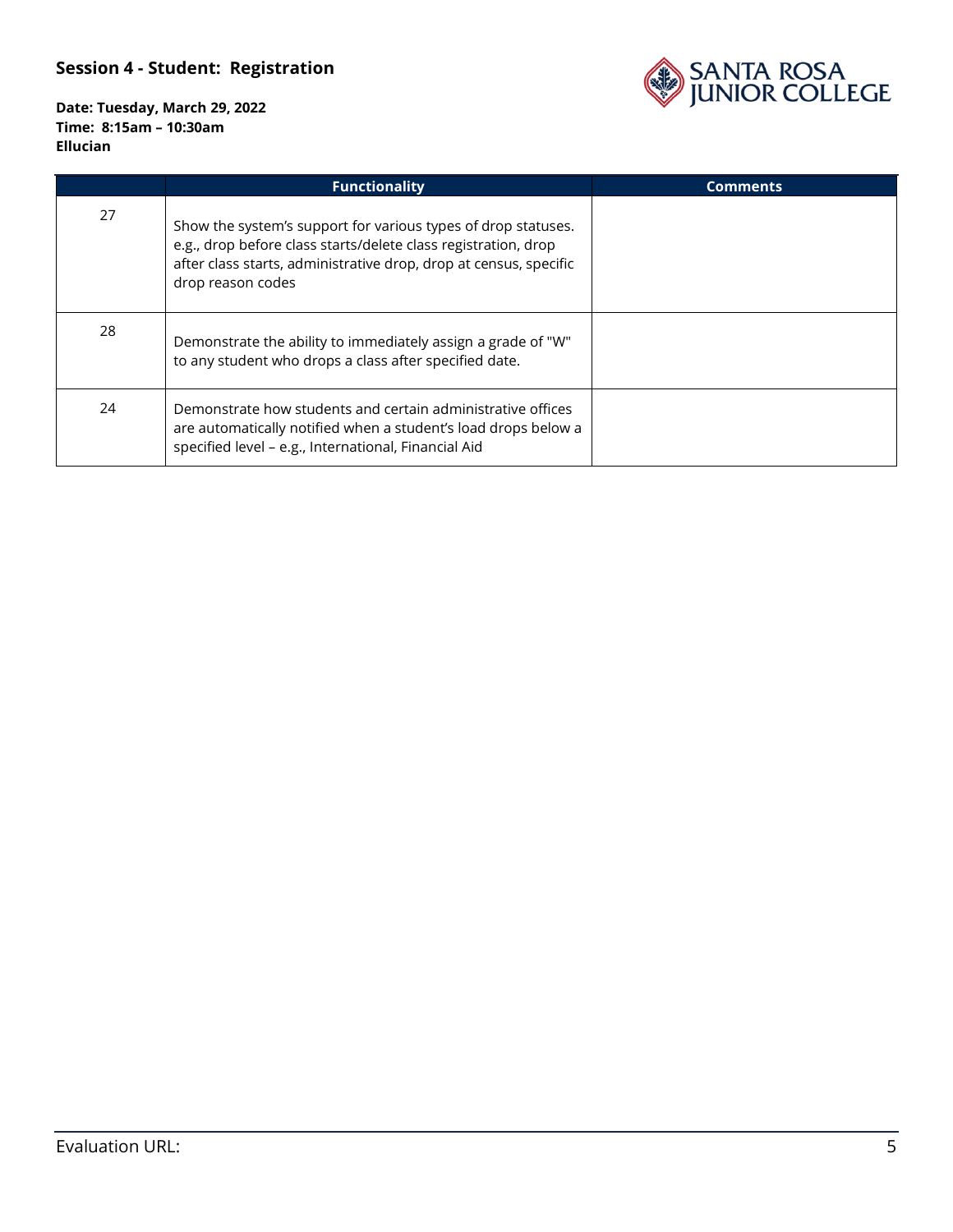**Session 4 - Student: Registration**

**Date: Tuesday, March 29, 2022**
**Time: 8:15am – 10:30am**
**Ellucian**

| | Functionality | Comments |
|---|---|---|
| 27 | Show the system's support for various types of drop statuses. e.g., drop before class starts/delete class registration, drop after class starts, administrative drop, drop at census, specific drop reason codes | |
| 28 | Demonstrate the ability to immediately assign a grade of "W" to any student who drops a class after specified date. | |
| 24 | Demonstrate how students and certain administrative offices are automatically notified when a student's load drops below a specified level – e.g., International, Financial Aid | |

Evaluation URL: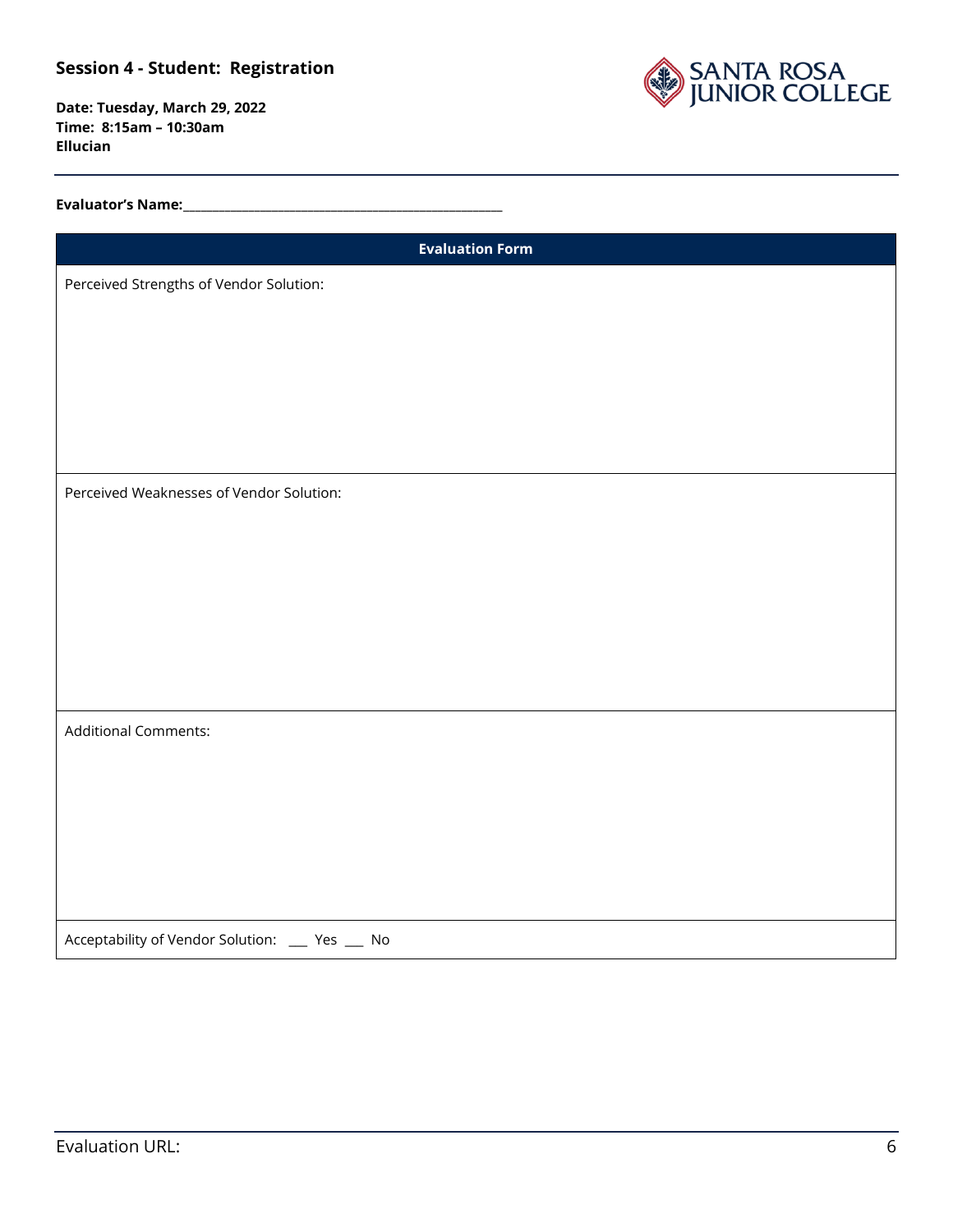**Session 4 - Student: Registration**

**Date: Tuesday, March 29, 2022**
**Time: 8:15am – 10:30am**
**Ellucian**

**Evaluator's Name:**\_\_\_\_\_\_\_\_\_\_\_\_\_\_\_\_\_\_\_\_\_\_\_\_\_\_\_\_\_\_\_\_\_\_\_\_\_\_\_\_\_\_\_\_\_\_\_\_

| **Evaluation Form** |
|---|
| Perceived Strengths of Vendor Solution: |
| Perceived Weaknesses of Vendor Solution: |
| Additional Comments: |
| Acceptability of Vendor Solution: ___ Yes ___ No |

Evaluation URL: